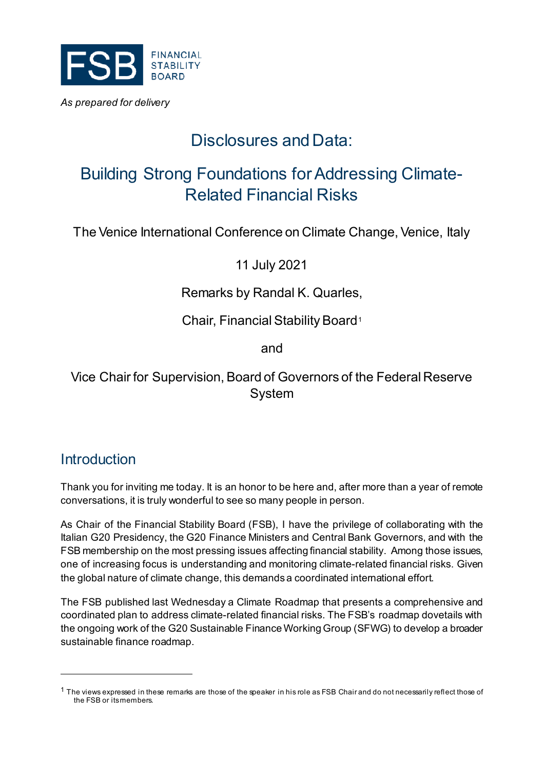*As prepared for delivery*

# Disclosures and Data:

# Building Strong Foundations for Addressing Climate-Related Financial Risks

The Venice International Conference on Climate Change, Venice, Italy

11 July 2021

Remarks by Randal K. Quarles,

Chair, Financial Stability Board[1]

and

Vice Chair for Supervision, Board of Governors of the Federal Reserve System

## Introduction

Thank you for inviting me today. It is an honor to be here and, after more than a year of remote conversations, it is truly wonderful to see so many people in person.

As Chair of the Financial Stability Board (FSB), I have the privilege of collaborating with the Italian G20 Presidency, the G20 Finance Ministers and Central Bank Governors, and with the FSB membership on the most pressing issues affecting financial stability. Among those issues, one of increasing focus is understanding and monitoring climate-related financial risks. Given the global nature of climate change, this demands a coordinated international effort.

The FSB published last Wednesday a Climate Roadmap that presents a comprehensive and coordinated plan to address climate-related financial risks. The FSB's roadmap dovetails with the ongoing work of the G20 Sustainable Finance Working Group (SFWG) to develop a broader sustainable finance roadmap.

[1] The views expressed in these remarks are those of the speaker in his role as FSB Chair and do not necessarily reflect those of the FSB or its members.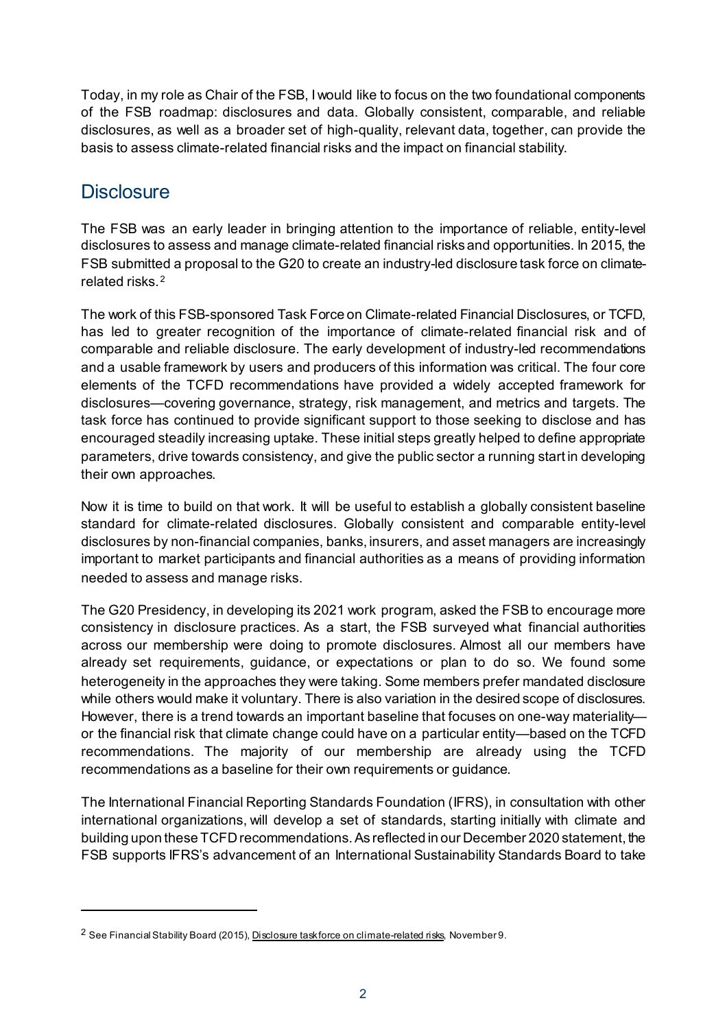Today, in my role as Chair of the FSB, I would like to focus on the two foundational components of the FSB roadmap: disclosures and data. Globally consistent, comparable, and reliable disclosures, as well as a broader set of high-quality, relevant data, together, can provide the basis to assess climate-related financial risks and the impact on financial stability.

## Disclosure

The FSB was an early leader in bringing attention to the importance of reliable, entity-level disclosures to assess and manage climate-related financial risks and opportunities. In 2015, the FSB submitted a proposal to the G20 to create an industry-led disclosure task force on climate-related risks.[2]

The work of this FSB-sponsored Task Force on Climate-related Financial Disclosures, or TCFD, has led to greater recognition of the importance of climate-related financial risk and of comparable and reliable disclosure. The early development of industry-led recommendations and a usable framework by users and producers of this information was critical. The four core elements of the TCFD recommendations have provided a widely accepted framework for disclosures—covering governance, strategy, risk management, and metrics and targets. The task force has continued to provide significant support to those seeking to disclose and has encouraged steadily increasing uptake. These initial steps greatly helped to define appropriate parameters, drive towards consistency, and give the public sector a running start in developing their own approaches.

Now it is time to build on that work. It will be useful to establish a globally consistent baseline standard for climate-related disclosures. Globally consistent and comparable entity-level disclosures by non-financial companies, banks, insurers, and asset managers are increasingly important to market participants and financial authorities as a means of providing information needed to assess and manage risks.

The G20 Presidency, in developing its 2021 work program, asked the FSB to encourage more consistency in disclosure practices. As a start, the FSB surveyed what financial authorities across our membership were doing to promote disclosures. Almost all our members have already set requirements, guidance, or expectations or plan to do so. We found some heterogeneity in the approaches they were taking. Some members prefer mandated disclosure while others would make it voluntary. There is also variation in the desired scope of disclosures. However, there is a trend towards an important baseline that focuses on one-way materiality—or the financial risk that climate change could have on a particular entity—based on the TCFD recommendations. The majority of our membership are already using the TCFD recommendations as a baseline for their own requirements or guidance.

The International Financial Reporting Standards Foundation (IFRS), in consultation with other international organizations, will develop a set of standards, starting initially with climate and building upon these TCFD recommendations. As reflected in our December 2020 statement, the FSB supports IFRS's advancement of an International Sustainability Standards Board to take

---

[2] See Financial Stability Board (2015), Disclosure taskforce on climate-related risks, November 9.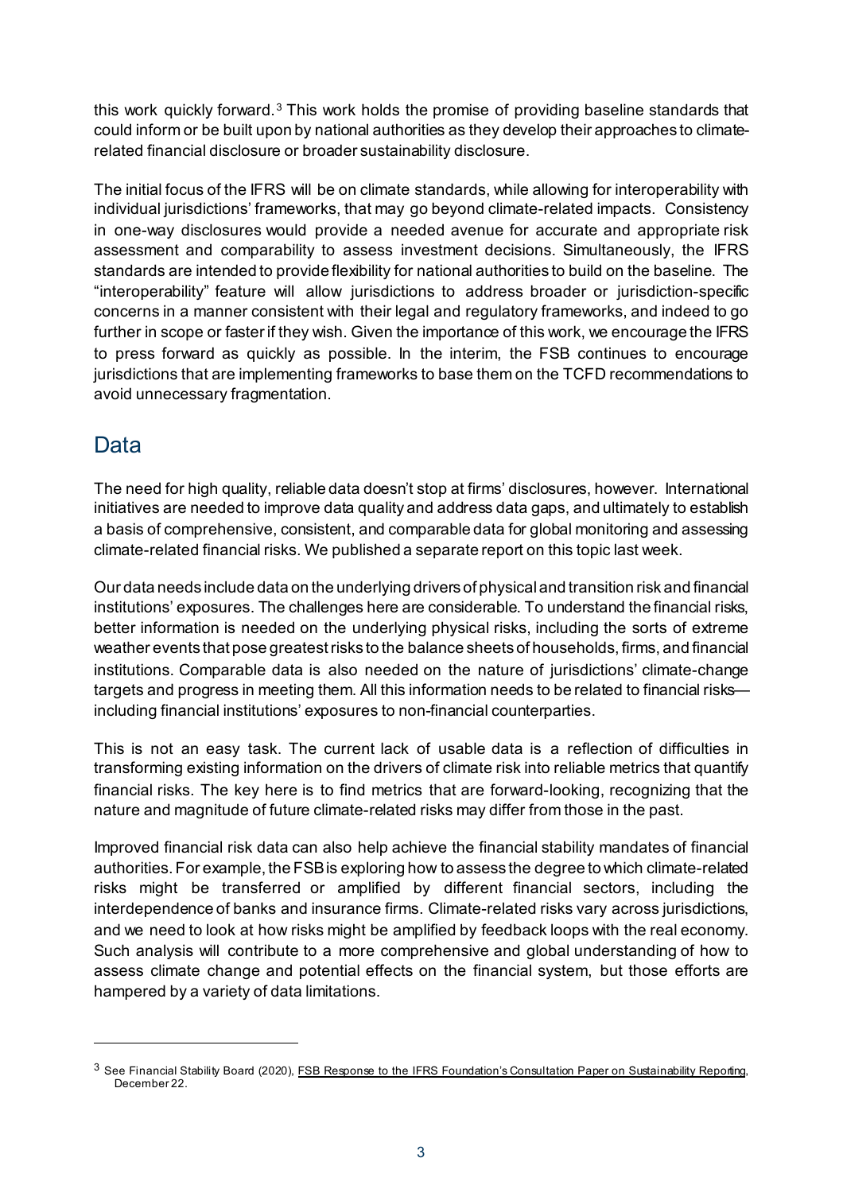this work quickly forward.[3] This work holds the promise of providing baseline standards that could inform or be built upon by national authorities as they develop their approaches to climate-related financial disclosure or broader sustainability disclosure.

The initial focus of the IFRS will be on climate standards, while allowing for interoperability with individual jurisdictions' frameworks, that may go beyond climate-related impacts. Consistency in one-way disclosures would provide a needed avenue for accurate and appropriate risk assessment and comparability to assess investment decisions. Simultaneously, the IFRS standards are intended to provide flexibility for national authorities to build on the baseline. The "interoperability" feature will allow jurisdictions to address broader or jurisdiction-specific concerns in a manner consistent with their legal and regulatory frameworks, and indeed to go further in scope or faster if they wish. Given the importance of this work, we encourage the IFRS to press forward as quickly as possible. In the interim, the FSB continues to encourage jurisdictions that are implementing frameworks to base them on the TCFD recommendations to avoid unnecessary fragmentation.

## Data

The need for high quality, reliable data doesn't stop at firms' disclosures, however. International initiatives are needed to improve data quality and address data gaps, and ultimately to establish a basis of comprehensive, consistent, and comparable data for global monitoring and assessing climate-related financial risks. We published a separate report on this topic last week.

Our data needs include data on the underlying drivers of physical and transition risk and financial institutions' exposures. The challenges here are considerable. To understand the financial risks, better information is needed on the underlying physical risks, including the sorts of extreme weather events that pose greatest risks to the balance sheets of households, firms, and financial institutions. Comparable data is also needed on the nature of jurisdictions' climate-change targets and progress in meeting them. All this information needs to be related to financial risks—including financial institutions' exposures to non-financial counterparties.

This is not an easy task. The current lack of usable data is a reflection of difficulties in transforming existing information on the drivers of climate risk into reliable metrics that quantify financial risks. The key here is to find metrics that are forward-looking, recognizing that the nature and magnitude of future climate-related risks may differ from those in the past.

Improved financial risk data can also help achieve the financial stability mandates of financial authorities. For example, the FSB is exploring how to assess the degree to which climate-related risks might be transferred or amplified by different financial sectors, including the interdependence of banks and insurance firms. Climate-related risks vary across jurisdictions, and we need to look at how risks might be amplified by feedback loops with the real economy. Such analysis will contribute to a more comprehensive and global understanding of how to assess climate change and potential effects on the financial system, but those efforts are hampered by a variety of data limitations.

---

[3] See Financial Stability Board (2020), FSB Response to the IFRS Foundation's Consultation Paper on Sustainability Reporting, December 22.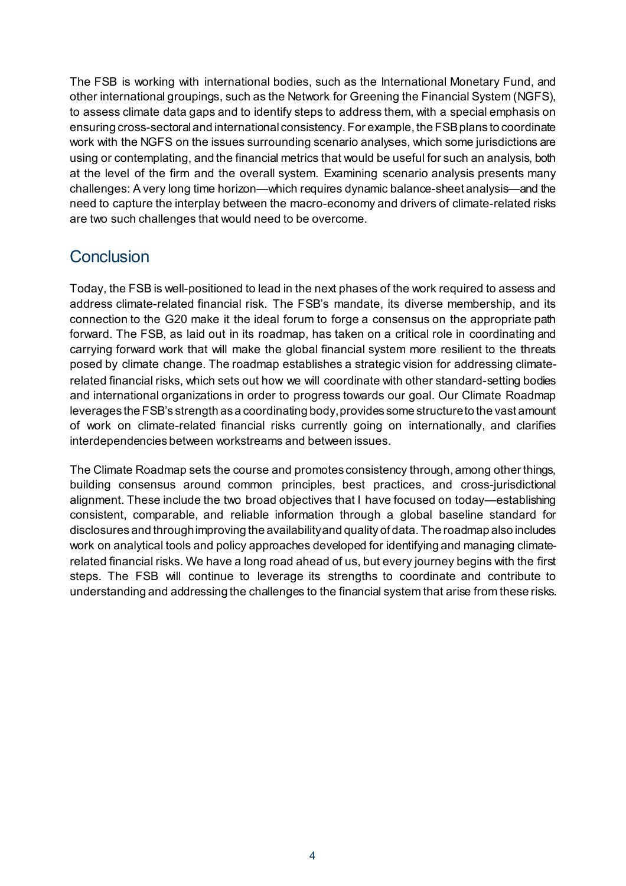The FSB is working with international bodies, such as the International Monetary Fund, and other international groupings, such as the Network for Greening the Financial System (NGFS), to assess climate data gaps and to identify steps to address them, with a special emphasis on ensuring cross-sectoral and international consistency. For example, the FSB plans to coordinate work with the NGFS on the issues surrounding scenario analyses, which some jurisdictions are using or contemplating, and the financial metrics that would be useful for such an analysis, both at the level of the firm and the overall system. Examining scenario analysis presents many challenges: A very long time horizon—which requires dynamic balance-sheet analysis—and the need to capture the interplay between the macro-economy and drivers of climate-related risks are two such challenges that would need to be overcome.

## Conclusion

Today, the FSB is well-positioned to lead in the next phases of the work required to assess and address climate-related financial risk. The FSB's mandate, its diverse membership, and its connection to the G20 make it the ideal forum to forge a consensus on the appropriate path forward. The FSB, as laid out in its roadmap, has taken on a critical role in coordinating and carrying forward work that will make the global financial system more resilient to the threats posed by climate change. The roadmap establishes a strategic vision for addressing climate-related financial risks, which sets out how we will coordinate with other standard-setting bodies and international organizations in order to progress towards our goal. Our Climate Roadmap leverages the FSB's strength as a coordinating body, provides some structure to the vast amount of work on climate-related financial risks currently going on internationally, and clarifies interdependencies between workstreams and between issues.

The Climate Roadmap sets the course and promotes consistency through, among other things, building consensus around common principles, best practices, and cross-jurisdictional alignment. These include the two broad objectives that I have focused on today—establishing consistent, comparable, and reliable information through a global baseline standard for disclosures and through improving the availability and quality of data. The roadmap also includes work on analytical tools and policy approaches developed for identifying and managing climate-related financial risks. We have a long road ahead of us, but every journey begins with the first steps. The FSB will continue to leverage its strengths to coordinate and contribute to understanding and addressing the challenges to the financial system that arise from these risks.